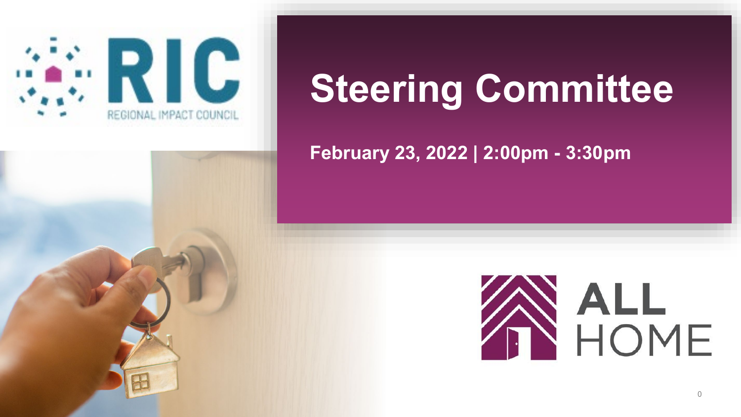REGIONAL IMPACT COUNCIL

# Steering Committee

**February 23, 2022 | 2:00pm - 3:30pm**

ALL HOME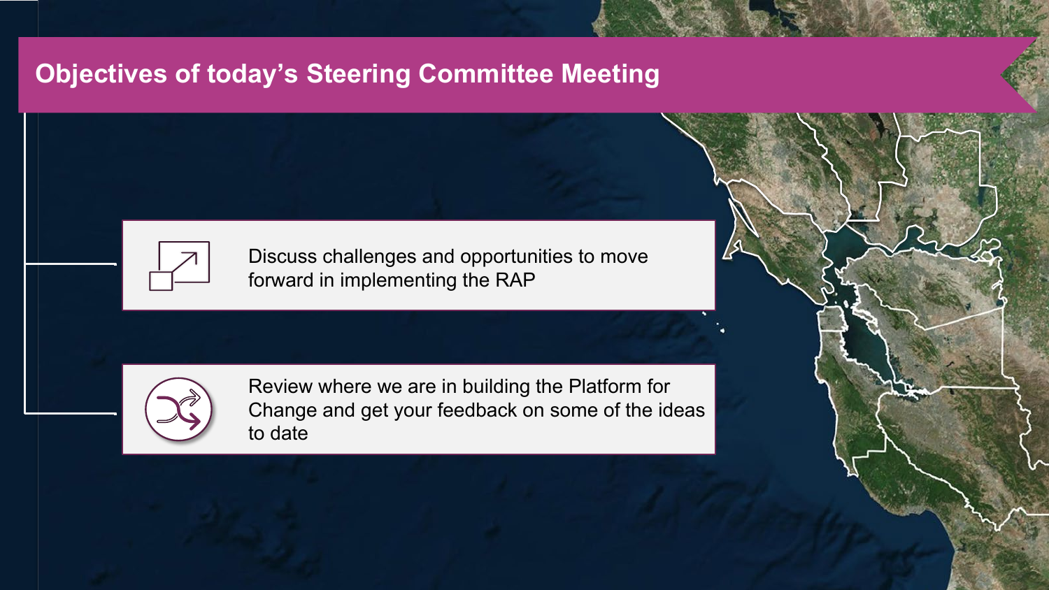# Objectives of today's Steering Committee Meeting

- Discuss challenges and opportunities to move forward in implementing the RAP
- Review where we are in building the Platform for Change and get your feedback on some of the ideas to date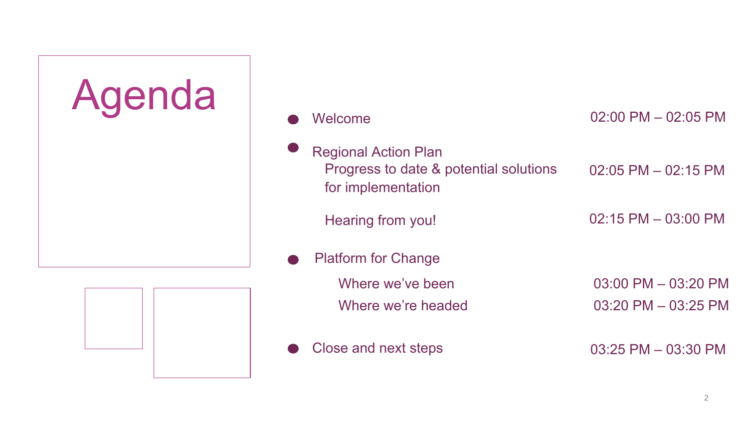# Agenda

- Welcome — 02:00 PM – 02:05 PM
- Regional Action Plan
  - Progress to date & potential solutions for implementation — 02:05 PM – 02:15 PM
  - Hearing from you! — 02:15 PM – 03:00 PM
- Platform for Change
  - Where we've been — 03:00 PM – 03:20 PM
  - Where we're headed — 03:20 PM – 03:25 PM
- Close and next steps — 03:25 PM – 03:30 PM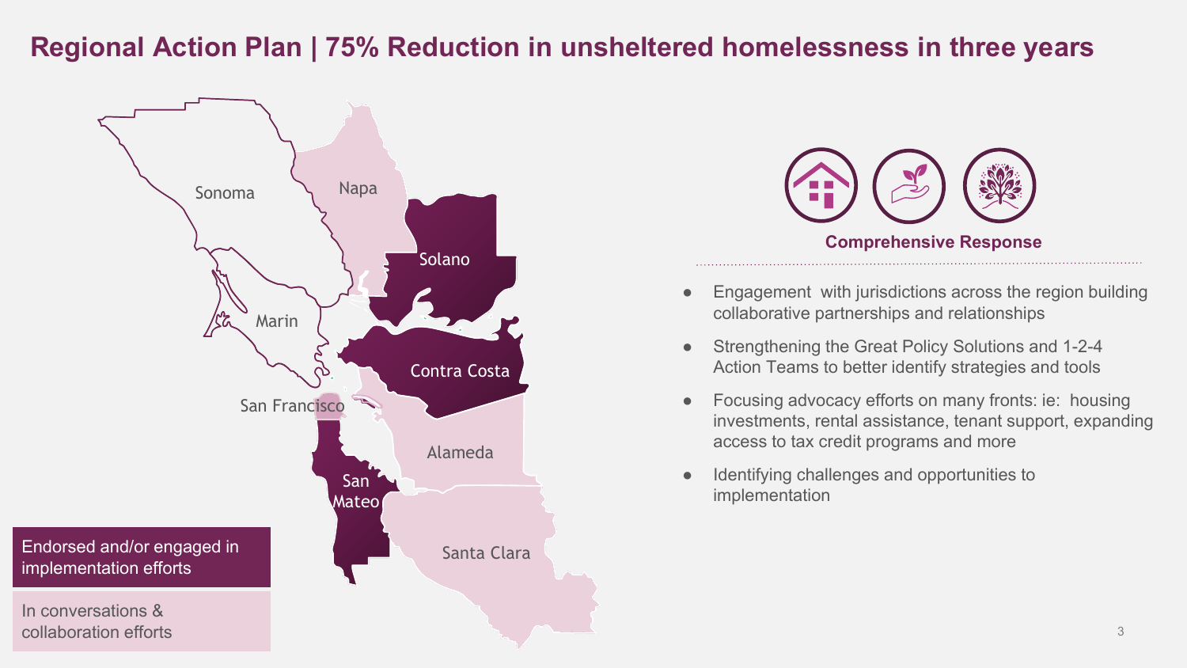# Regional Action Plan | 75% Reduction in unsheltered homelessness in three years

Sonoma

Napa

Solano

Marin

Contra Costa

San Francisco

Alameda

San Mateo

Santa Clara

Endorsed and/or engaged in implementation efforts

In conversations & collaboration efforts

**Comprehensive Response**

- Engagement with jurisdictions across the region building collaborative partnerships and relationships
- Strengthening the Great Policy Solutions and 1-2-4 Action Teams to better identify strategies and tools
- Focusing advocacy efforts on many fronts: ie: housing investments, rental assistance, tenant support, expanding access to tax credit programs and more
- Identifying challenges and opportunities to implementation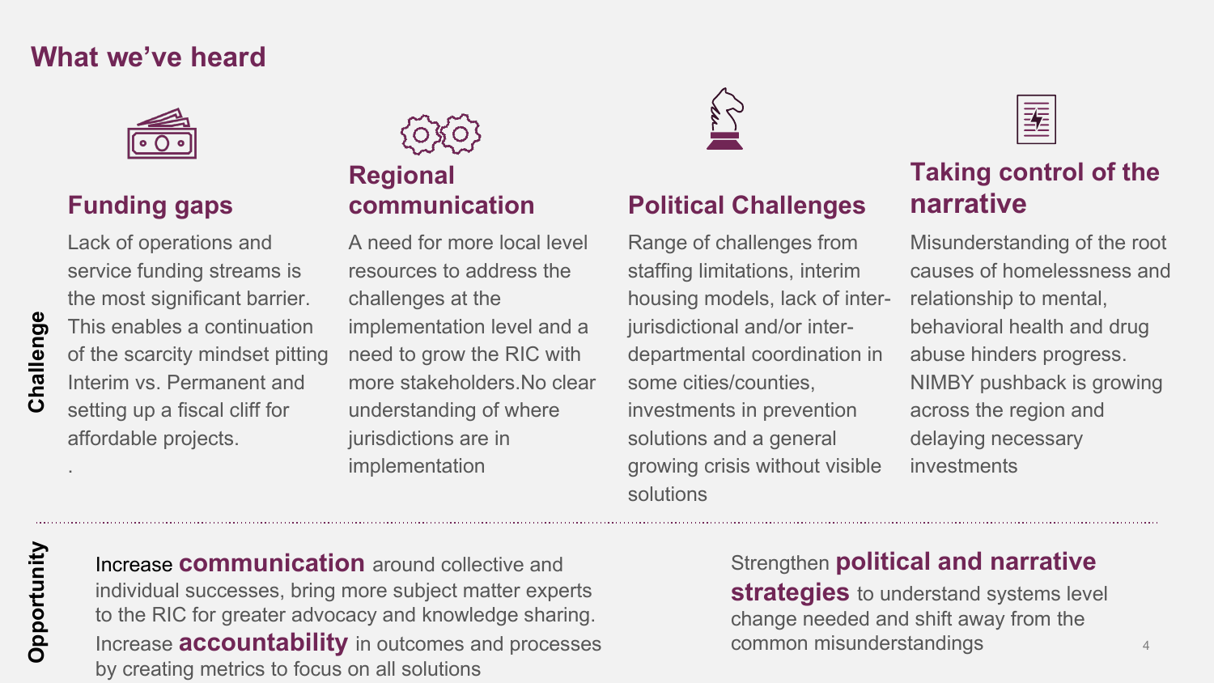## What we've heard

### Challenge

#### Funding gaps

Lack of operations and service funding streams is the most significant barrier. This enables a continuation of the scarcity mindset pitting Interim vs. Permanent and setting up a fiscal cliff for affordable projects.

.

#### Regional communication

A need for more local level resources to address the challenges at the implementation level and a need to grow the RIC with more stakeholders.No clear understanding of where jurisdictions are in implementation

#### Political Challenges

Range of challenges from staffing limitations, interim housing models, lack of inter-jurisdictional and/or inter-departmental coordination in some cities/counties, investments in prevention solutions and a general growing crisis without visible solutions

#### Taking control of the narrative

Misunderstanding of the root causes of homelessness and relationship to mental, behavioral health and drug abuse hinders progress. NIMBY pushback is growing across the region and delaying necessary investments

### Opportunity

Increase **communication** around collective and individual successes, bring more subject matter experts to the RIC for greater advocacy and knowledge sharing. Increase **accountability** in outcomes and processes by creating metrics to focus on all solutions

Strengthen **political and narrative strategies** to understand systems level change needed and shift away from the common misunderstandings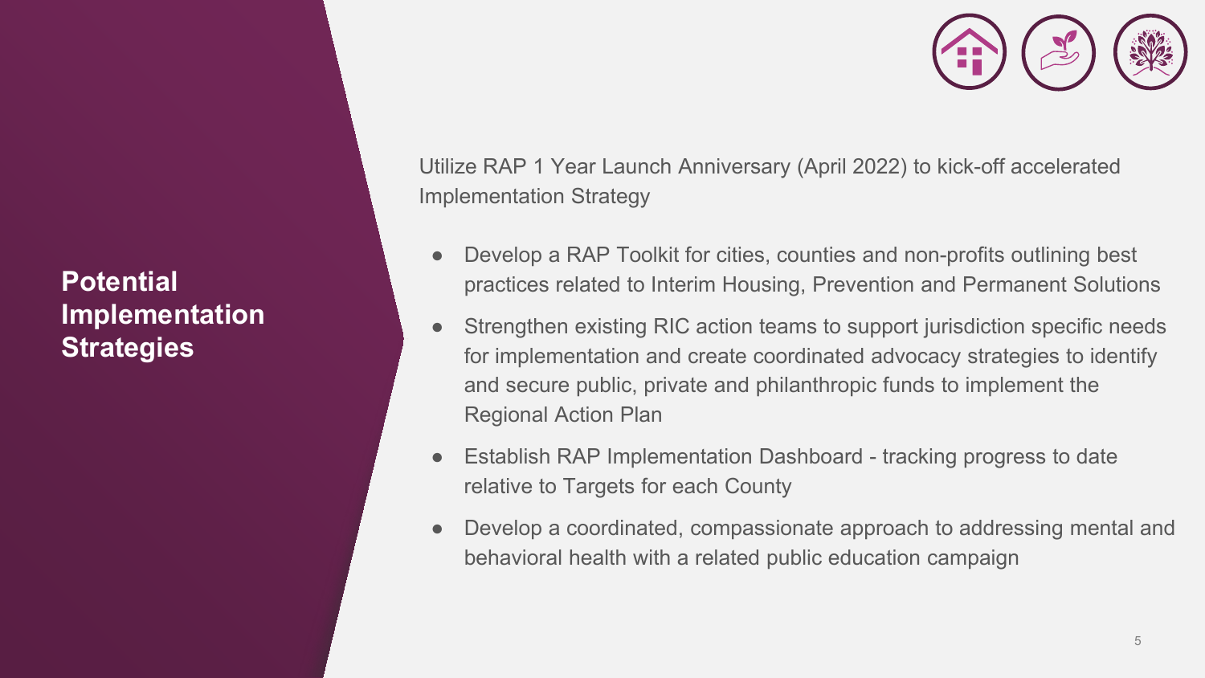## Potential Implementation Strategies

Utilize RAP 1 Year Launch Anniversary (April 2022) to kick-off accelerated Implementation Strategy

- Develop a RAP Toolkit for cities, counties and non-profits outlining best practices related to Interim Housing, Prevention and Permanent Solutions
- Strengthen existing RIC action teams to support jurisdiction specific needs for implementation and create coordinated advocacy strategies to identify and secure public, private and philanthropic funds to implement the Regional Action Plan
- Establish RAP Implementation Dashboard - tracking progress to date relative to Targets for each County
- Develop a coordinated, compassionate approach to addressing mental and behavioral health with a related public education campaign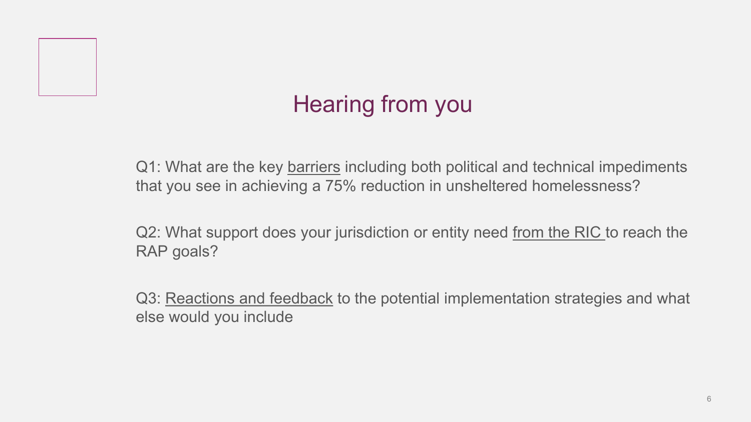# Hearing from you

Q1: What are the key barriers including both political and technical impediments that you see in achieving a 75% reduction in unsheltered homelessness?

Q2: What support does your jurisdiction or entity need from the RIC to reach the RAP goals?

Q3: Reactions and feedback to the potential implementation strategies and what else would you include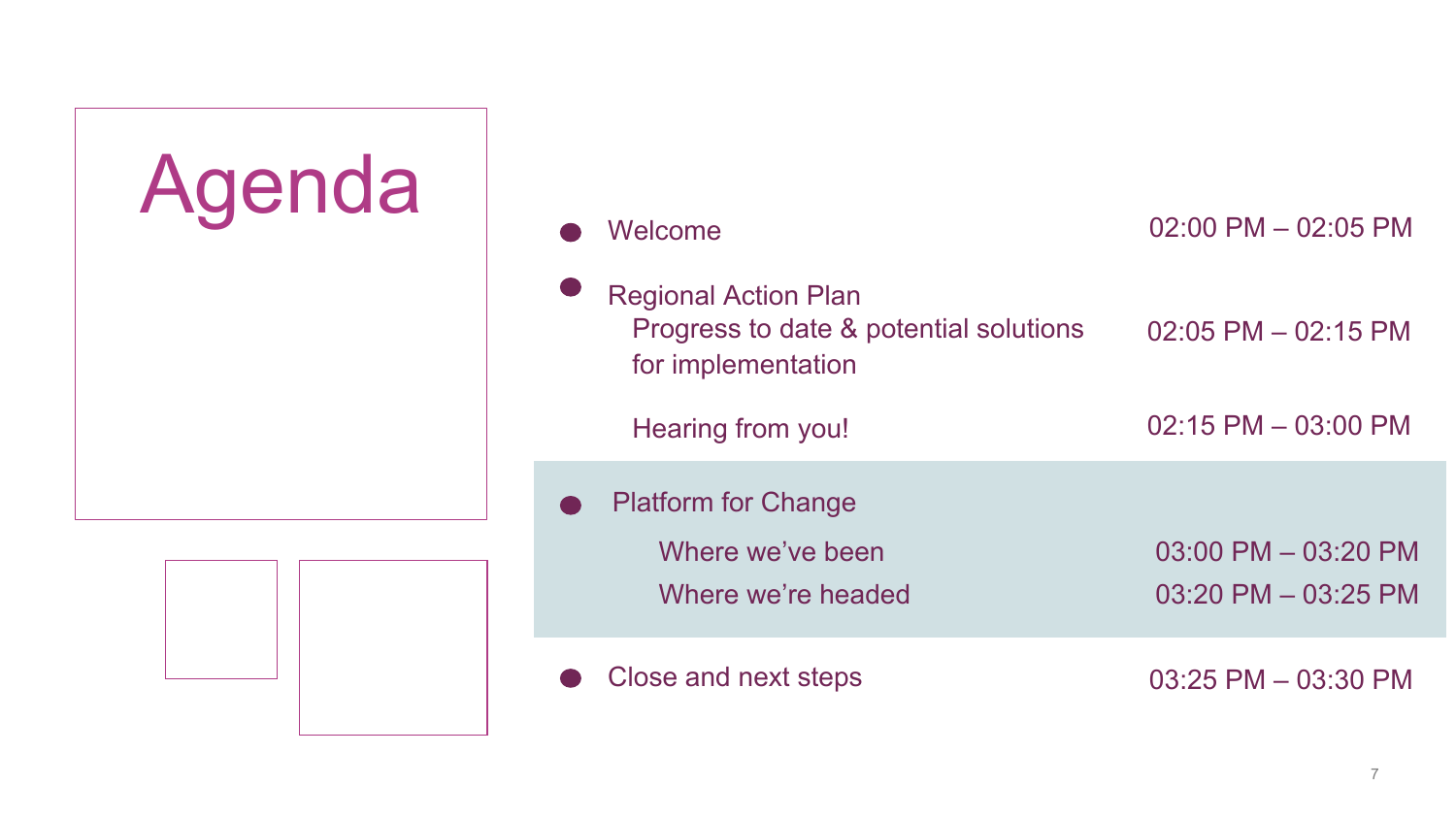# Agenda

- Welcome — 02:00 PM – 02:05 PM
- Regional Action Plan
  - Progress to date & potential solutions for implementation — 02:05 PM – 02:15 PM
  - Hearing from you! — 02:15 PM – 03:00 PM
- Platform for Change
  - Where we’ve been — 03:00 PM – 03:20 PM
  - Where we’re headed — 03:20 PM – 03:25 PM
- Close and next steps — 03:25 PM – 03:30 PM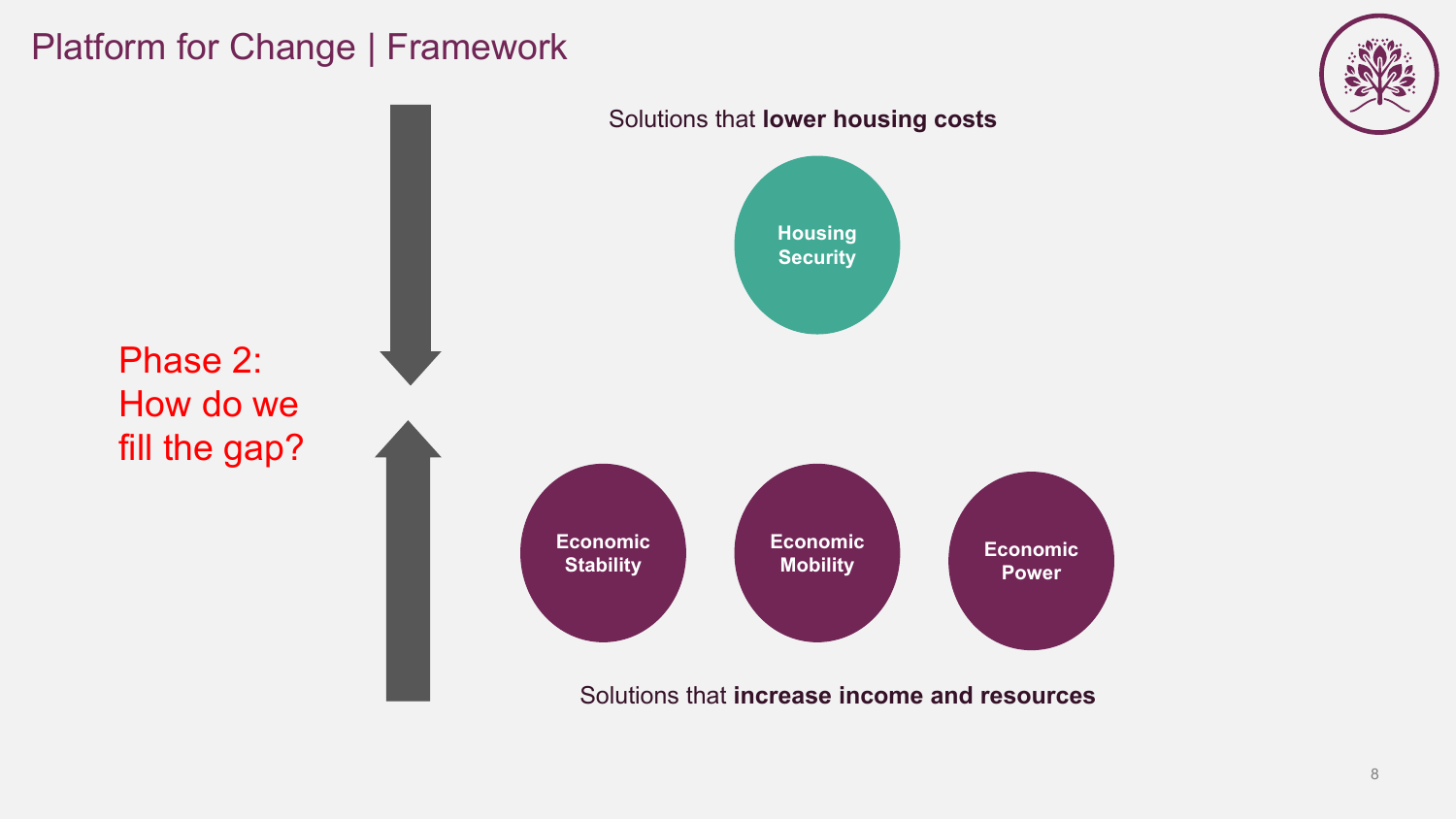# Platform for Change | Framework

Solutions that **lower housing costs**

Housing Security

Phase 2: How do we fill the gap?

Economic Stability

Economic Mobility

Economic Power

Solutions that **increase income and resources**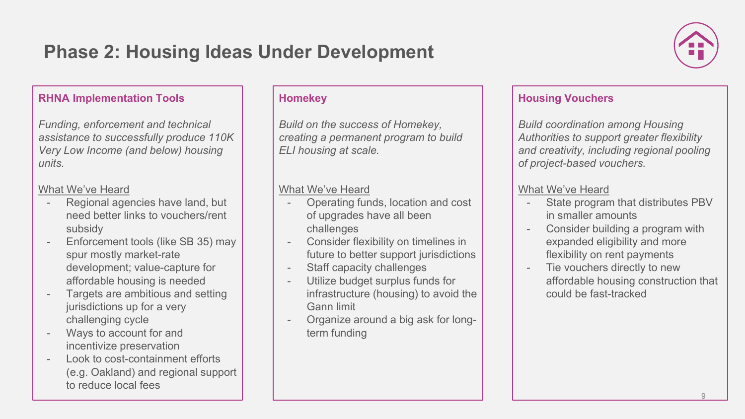# Phase 2: Housing Ideas Under Development

## RHNA Implementation Tools

*Funding, enforcement and technical assistance to successfully produce 110K Very Low Income (and below) housing units.*

What We've Heard

- Regional agencies have land, but need better links to vouchers/rent subsidy
- Enforcement tools (like SB 35) may spur mostly market-rate development; value-capture for affordable housing is needed
- Targets are ambitious and setting jurisdictions up for a very challenging cycle
- Ways to account for and incentivize preservation
- Look to cost-containment efforts (e.g. Oakland) and regional support to reduce local fees

## Homekey

*Build on the success of Homekey, creating a permanent program to build ELI housing at scale.*

What We've Heard

- Operating funds, location and cost of upgrades have all been challenges
- Consider flexibility on timelines in future to better support jurisdictions
- Staff capacity challenges
- Utilize budget surplus funds for infrastructure (housing) to avoid the Gann limit
- Organize around a big ask for long-term funding

## Housing Vouchers

*Build coordination among Housing Authorities to support greater flexibility and creativity, including regional pooling of project-based vouchers.*

What We've Heard

- State program that distributes PBV in smaller amounts
- Consider building a program with expanded eligibility and more flexibility on rent payments
- Tie vouchers directly to new affordable housing construction that could be fast-tracked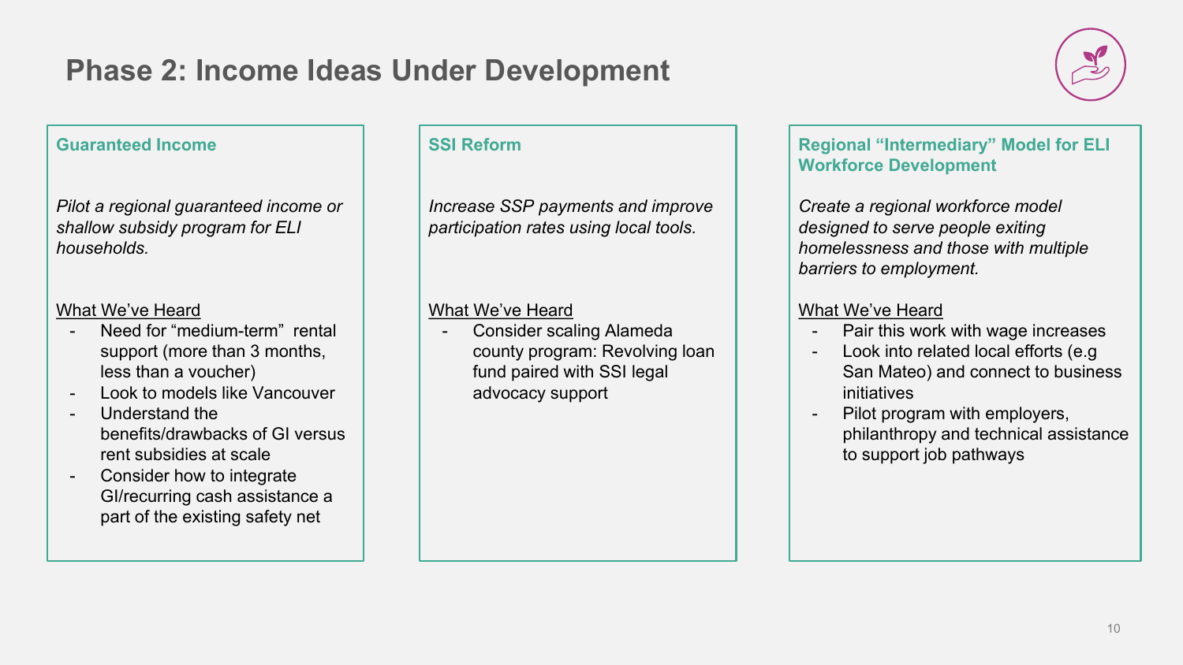# Phase 2: Income Ideas Under Development

### Guaranteed Income

*Pilot a regional guaranteed income or shallow subsidy program for ELI households.*

<u>What We've Heard</u>

- Need for "medium-term" rental support (more than 3 months, less than a voucher)
- Look to models like Vancouver
- Understand the benefits/drawbacks of GI versus rent subsidies at scale
- Consider how to integrate GI/recurring cash assistance a part of the existing safety net

### SSI Reform

*Increase SSP payments and improve participation rates using local tools.*

<u>What We've Heard</u>

- Consider scaling Alameda county program: Revolving loan fund paired with SSI legal advocacy support

### Regional "Intermediary" Model for ELI Workforce Development

*Create a regional workforce model designed to serve people exiting homelessness and those with multiple barriers to employment.*

<u>What We've Heard</u>

- Pair this work with wage increases
- Look into related local efforts (e.g San Mateo) and connect to business initiatives
- Pilot program with employers, philanthropy and technical assistance to support job pathways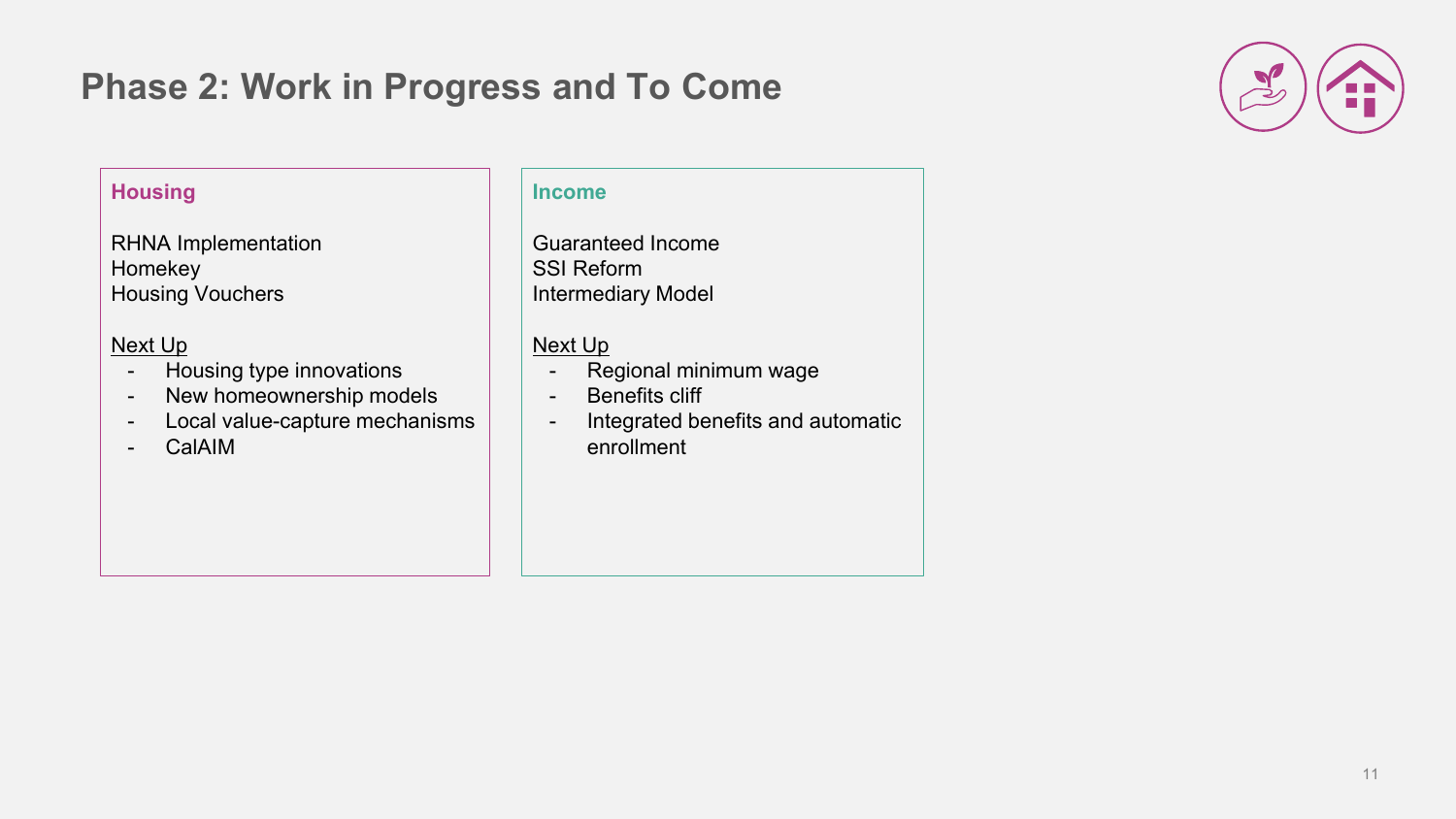# Phase 2: Work in Progress and To Come

### Housing

RHNA Implementation
Homekey
Housing Vouchers

<u>Next Up</u>

- Housing type innovations
- New homeownership models
- Local value-capture mechanisms
- CalAIM

### Income

Guaranteed Income
SSI Reform
Intermediary Model

<u>Next Up</u>

- Regional minimum wage
- Benefits cliff
- Integrated benefits and automatic enrollment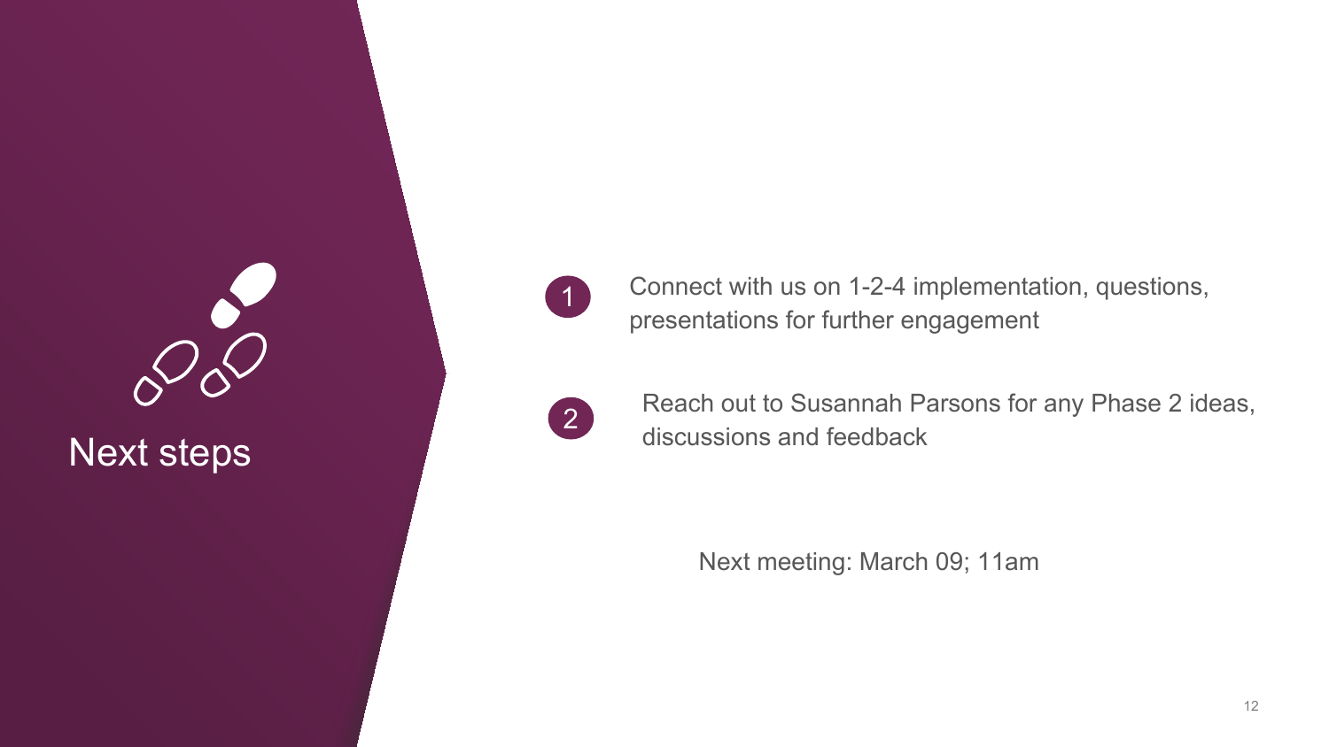# Next steps

1. Connect with us on 1-2-4 implementation, questions, presentations for further engagement

2. Reach out to Susannah Parsons for any Phase 2 ideas, discussions and feedback

Next meeting: March 09; 11am